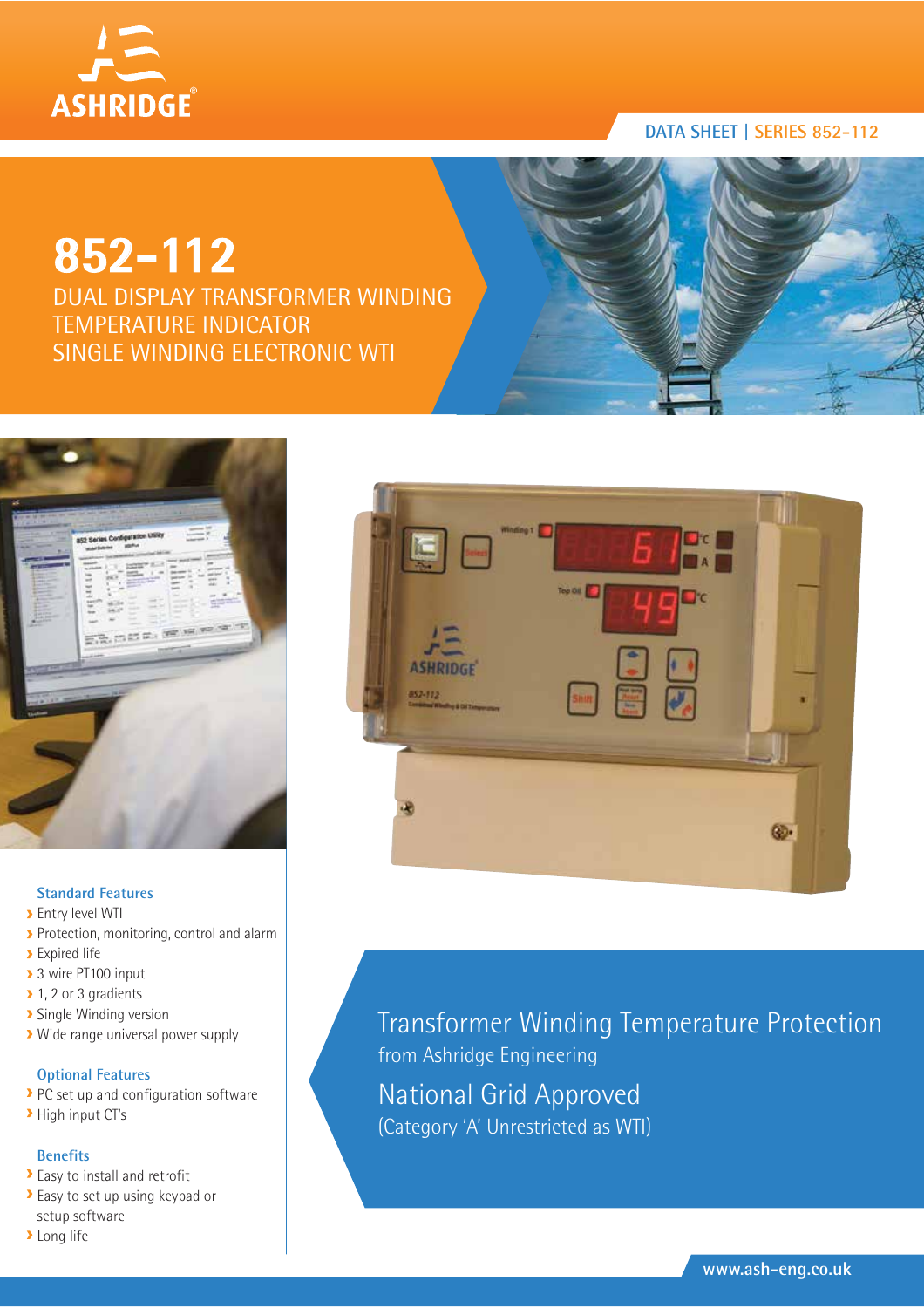ASHRIDGE

DATA SHEET | SERIES 852-112

# 852-112

## DUAL DISPLAY TRANSFORMER WINDING TEMPERATURE INDICATOR SINGLE WINDING ELECTRONIC WTI

### Standard Features

- Entry level WTI
- Protection, monitoring, control and alarm
- Expired life
- 3 wire PT100 input
- 1, 2 or 3 gradients
- Single Winding version
- Wide range universal power supply

### Optional Features

- PC set up and configuration software
- High input CT's

### Benefits

- Easy to install and retrofit
- Easy to set up using keypad or setup software
- Long life

## Transformer Winding Temperature Protection

from Ashridge Engineering

## National Grid Approved

(Category 'A' Unrestricted as WTI)

www.ash-eng.co.uk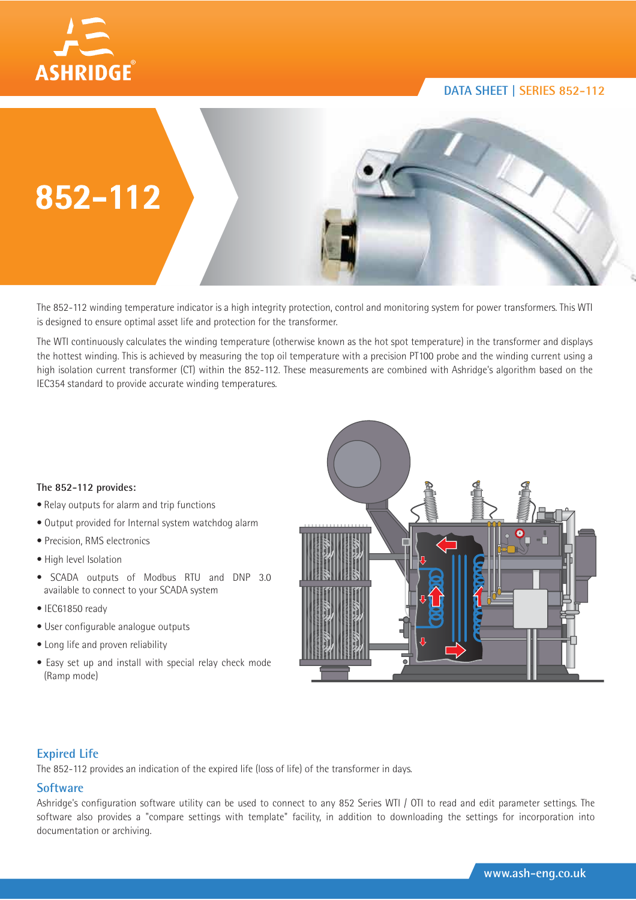# 852-112

The 852-112 winding temperature indicator is a high integrity protection, control and monitoring system for power transformers. This WTI is designed to ensure optimal asset life and protection for the transformer.

The WTI continuously calculates the winding temperature (otherwise known as the hot spot temperature) in the transformer and displays the hottest winding. This is achieved by measuring the top oil temperature with a precision PT100 probe and the winding current using a high isolation current transformer (CT) within the 852-112. These measurements are combined with Ashridge's algorithm based on the IEC354 standard to provide accurate winding temperatures.

**The 852-112 provides:**

- Relay outputs for alarm and trip functions
- Output provided for Internal system watchdog alarm
- Precision, RMS electronics
- High level Isolation
- SCADA outputs of Modbus RTU and DNP 3.0 available to connect to your SCADA system
- IEC61850 ready
- User configurable analogue outputs
- Long life and proven reliability
- Easy set up and install with special relay check mode (Ramp mode)

## Expired Life

The 852-112 provides an indication of the expired life (loss of life) of the transformer in days.

## Software

Ashridge's configuration software utility can be used to connect to any 852 Series WTI / OTI to read and edit parameter settings. The software also provides a "compare settings with template" facility, in addition to downloading the settings for incorporation into documentation or archiving.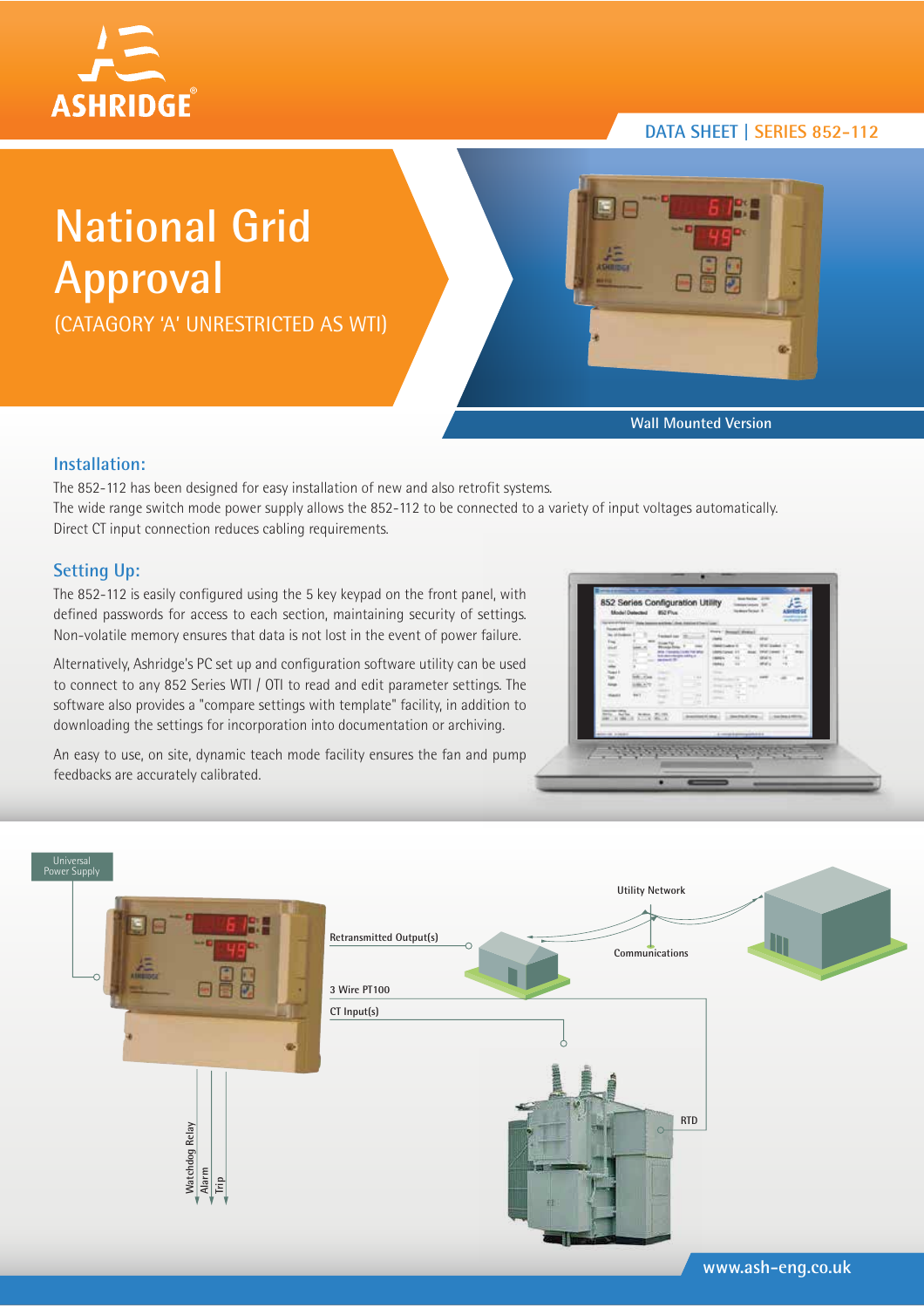DATA SHEET | SERIES 852-112

# National Grid Approval

(CATAGORY 'A' UNRESTRICTED AS WTI)

Wall Mounted Version

## Installation:

The 852-112 has been designed for easy installation of new and also retrofit systems.

The wide range switch mode power supply allows the 852-112 to be connected to a variety of input voltages automatically.

Direct CT input connection reduces cabling requirements.

## Setting Up:

The 852-112 is easily configured using the 5 key keypad on the front panel, with defined passwords for access to each section, maintaining security of settings. Non-volatile memory ensures that data is not lost in the event of power failure.

Alternatively, Ashridge's PC set up and configuration software utility can be used to connect to any 852 Series WTI / OTI to read and edit parameter settings. The software also provides a "compare settings with template" facility, in addition to downloading the settings for incorporation into documentation or archiving.

An easy to use, on site, dynamic teach mode facility ensures the fan and pump feedbacks are accurately calibrated.

Universal Power Supply

Retransmitted Output(s)

Utility Network

Communications

3 Wire PT100

CT Input(s)

RTD

Watchdog Relay

Alarm

Trip

www.ash-eng.co.uk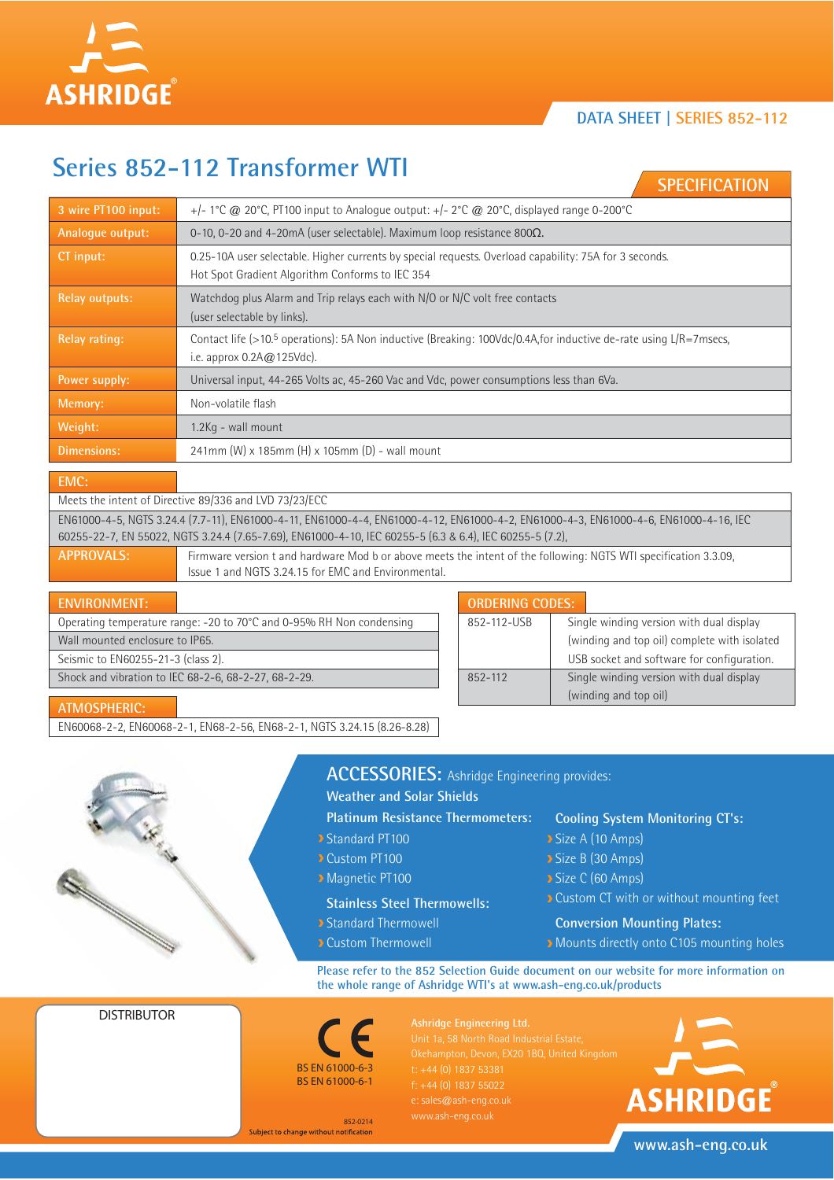ASHRIDGE

DATA SHEET | SERIES 852-112

# Series 852-112 Transformer WTI

## SPECIFICATION

| | |
|---|---|
| 3 wire PT100 input: | +/- 1°C @ 20°C, PT100 input to Analogue output: +/- 2°C @ 20°C, displayed range 0-200°C |
| Analogue output: | 0-10, 0-20 and 4-20mA (user selectable). Maximum loop resistance 800Ω. |
| CT input: | 0.25-10A user selectable. Higher currents by special requests. Overload capability: 75A for 3 seconds. Hot Spot Gradient Algorithm Conforms to IEC 354 |
| Relay outputs: | Watchdog plus Alarm and Trip relays each with N/O or N/C volt free contacts (user selectable by links). |
| Relay rating: | Contact life (>$10^5$ operations): 5A Non inductive (Breaking: 100Vdc/0.4A,for inductive de-rate using L/R=7msecs, i.e. approx 0.2A@125Vdc). |
| Power supply: | Universal input, 44-265 Volts ac, 45-260 Vac and Vdc, power consumptions less than 6Va. |
| Memory: | Non-volatile flash |
| Weight: | 1.2Kg - wall mount |
| Dimensions: | 241mm (W) x 185mm (H) x 105mm (D) - wall mount |

### EMC:

Meets the intent of Directive 89/336 and LVD 73/23/ECC

EN61000-4-5, NGTS 3.24.4 (7.7-11), EN61000-4-11, EN61000-4-4, EN61000-4-12, EN61000-4-2, EN61000-4-3, EN61000-4-6, EN61000-4-16, IEC 60255-22-7, EN 55022, NGTS 3.24.4 (7.65-7.69), EN61000-4-10, IEC 60255-5 (6.3 & 6.4), IEC 60255-5 (7.2),

### APPROVALS:

Firmware version t and hardware Mod b or above meets the intent of the following: NGTS WTI specification 3.3.09, Issue 1 and NGTS 3.24.15 for EMC and Environmental.

### ENVIRONMENT:

- Operating temperature range: -20 to 70°C and 0-95% RH Non condensing
- Wall mounted enclosure to IP65.
- Seismic to EN60255-21-3 (class 2).
- Shock and vibration to IEC 68-2-6, 68-2-27, 68-2-29.

### ATMOSPHERIC:

EN60068-2-2, EN60068-2-1, EN68-2-56, EN68-2-1, NGTS 3.24.15 (8.26-8.28)

### ORDERING CODES:

| | |
|---|---|
| 852-112-USB | Single winding version with dual display (winding and top oil) complete with isolated USB socket and software for configuration. |
| 852-112 | Single winding version with dual display (winding and top oil) |

## ACCESSORIES: Ashridge Engineering provides:

**Weather and Solar Shields**

**Platinum Resistance Thermometers:**
- Standard PT100
- Custom PT100
- Magnetic PT100

**Stainless Steel Thermowells:**
- Standard Thermowell
- Custom Thermowell

**Cooling System Monitoring CT's:**
- Size A (10 Amps)
- Size B (30 Amps)
- Size C (60 Amps)
- Custom CT with or without mounting feet

**Conversion Mounting Plates:**
- Mounts directly onto C105 mounting holes

Please refer to the 852 Selection Guide document on our website for more information on the whole range of Ashridge WTI's at www.ash-eng.co.uk/products

DISTRIBUTOR

CE
BS EN 61000-6-3
BS EN 61000-6-1

852-0214
Subject to change without notification

**Ashridge Engineering Ltd.**
Unit 1a, 58 North Road Industrial Estate,
Okehampton, Devon, EX20 1BQ, United Kingdom
t: +44 (0) 1837 53381
f: +44 (0) 1837 55022
e: sales@ash-eng.co.uk
www.ash-eng.co.uk

ASHRIDGE

www.ash-eng.co.uk